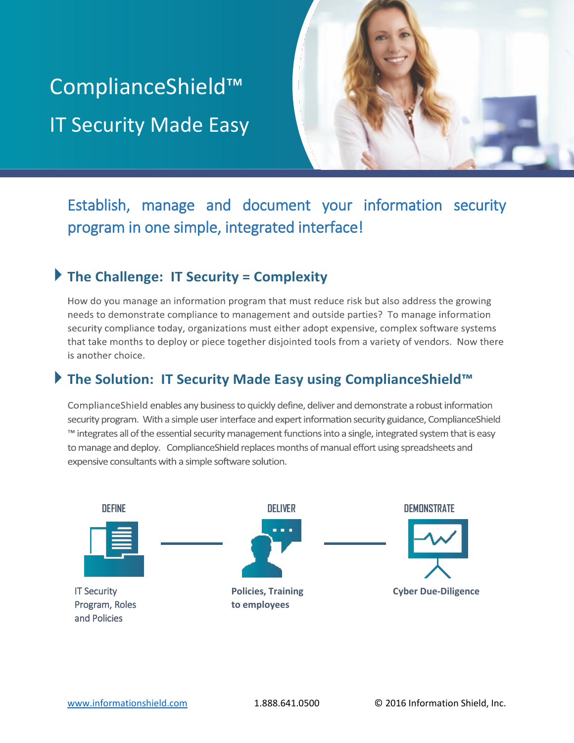# ComplianceShield™

## IT Security Made Easy

Establish, manage and document your information security program in one simple, integrated interface!

## The Challenge: IT Security = Complexity

How do you manage an information program that must reduce risk but also address the growing needs to demonstrate compliance to management and outside parties? To manage information security compliance today, organizations must either adopt expensive, complex software systems that take months to deploy or piece together disjointed tools from a variety of vendors. Now there is another choice.

## The Solution: IT Security Made Easy using ComplianceShield™

ComplianceShield enables any business to quickly define, deliver and demonstrate a robust information security program. With a simple user interface and expert information security guidance, ComplianceShield ™ integrates all of the essential security management functions into a single, integrated system that is easy to manage and deploy. ComplianceShield replaces months of manual effort using spreadsheets and expensive consultants with a simple software solution.

**DEFINE**

IT Security Program, Roles and Policies

**DELIVER**

**Policies, Training to employees**

**DEMONSTRATE**

**Cyber Due-Diligence**

www.informationshield.com 1.888.641.0500 © 2016 Information Shield, Inc.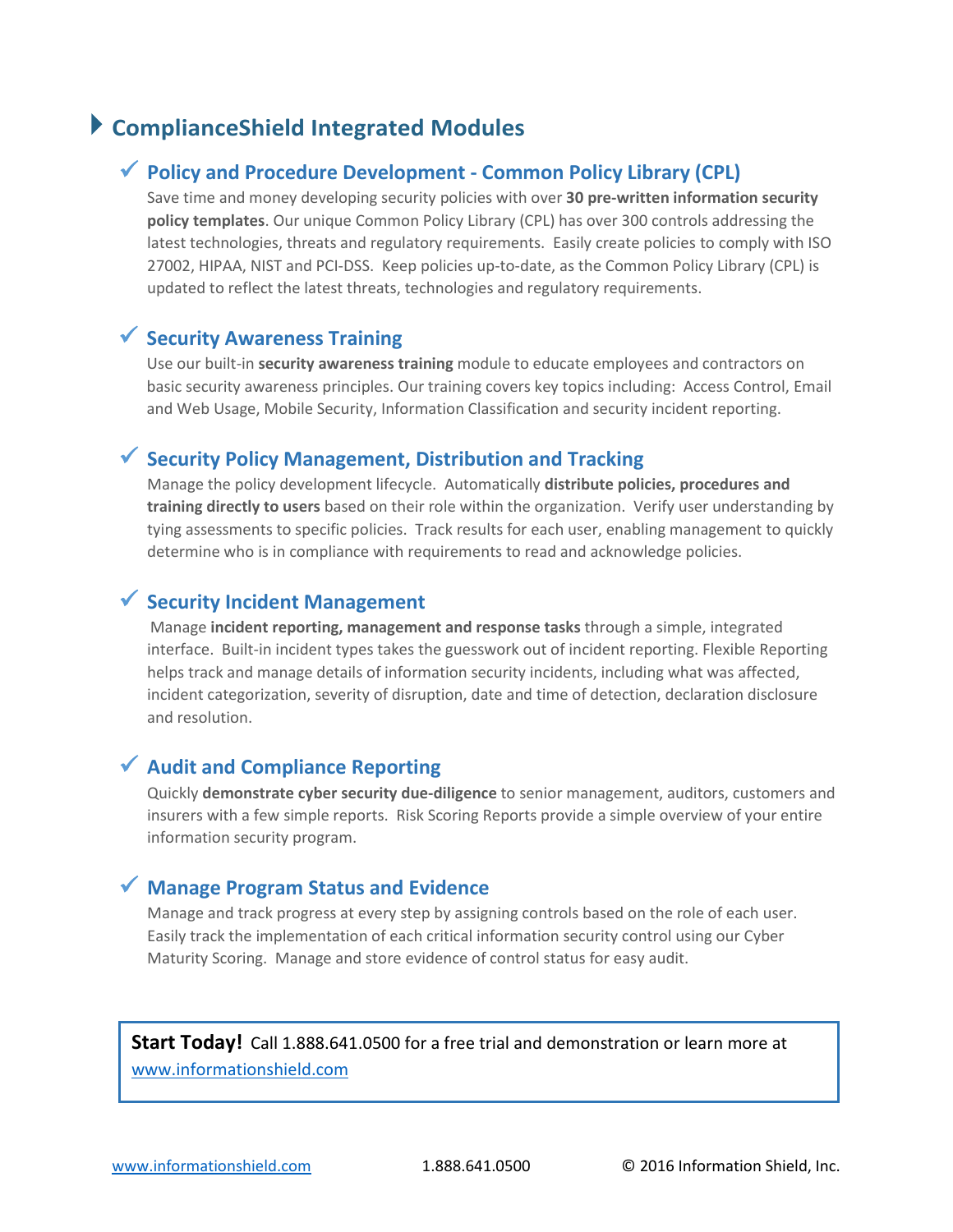## ComplianceShield Integrated Modules

### ✓ Policy and Procedure Development - Common Policy Library (CPL)

Save time and money developing security policies with over **30 pre-written information security policy templates**. Our unique Common Policy Library (CPL) has over 300 controls addressing the latest technologies, threats and regulatory requirements. Easily create policies to comply with ISO 27002, HIPAA, NIST and PCI-DSS. Keep policies up-to-date, as the Common Policy Library (CPL) is updated to reflect the latest threats, technologies and regulatory requirements.

### ✓ Security Awareness Training

Use our built-in **security awareness training** module to educate employees and contractors on basic security awareness principles. Our training covers key topics including: Access Control, Email and Web Usage, Mobile Security, Information Classification and security incident reporting.

### ✓ Security Policy Management, Distribution and Tracking

Manage the policy development lifecycle. Automatically **distribute policies, procedures and training directly to users** based on their role within the organization. Verify user understanding by tying assessments to specific policies. Track results for each user, enabling management to quickly determine who is in compliance with requirements to read and acknowledge policies.

### ✓ Security Incident Management

Manage **incident reporting, management and response tasks** through a simple, integrated interface. Built-in incident types takes the guesswork out of incident reporting. Flexible Reporting helps track and manage details of information security incidents, including what was affected, incident categorization, severity of disruption, date and time of detection, declaration disclosure and resolution.

### ✓ Audit and Compliance Reporting

Quickly **demonstrate cyber security due-diligence** to senior management, auditors, customers and insurers with a few simple reports. Risk Scoring Reports provide a simple overview of your entire information security program.

### ✓ Manage Program Status and Evidence

Manage and track progress at every step by assigning controls based on the role of each user. Easily track the implementation of each critical information security control using our Cyber Maturity Scoring. Manage and store evidence of control status for easy audit.

**Start Today!** Call 1.888.641.0500 for a free trial and demonstration or learn more at www.informationshield.com